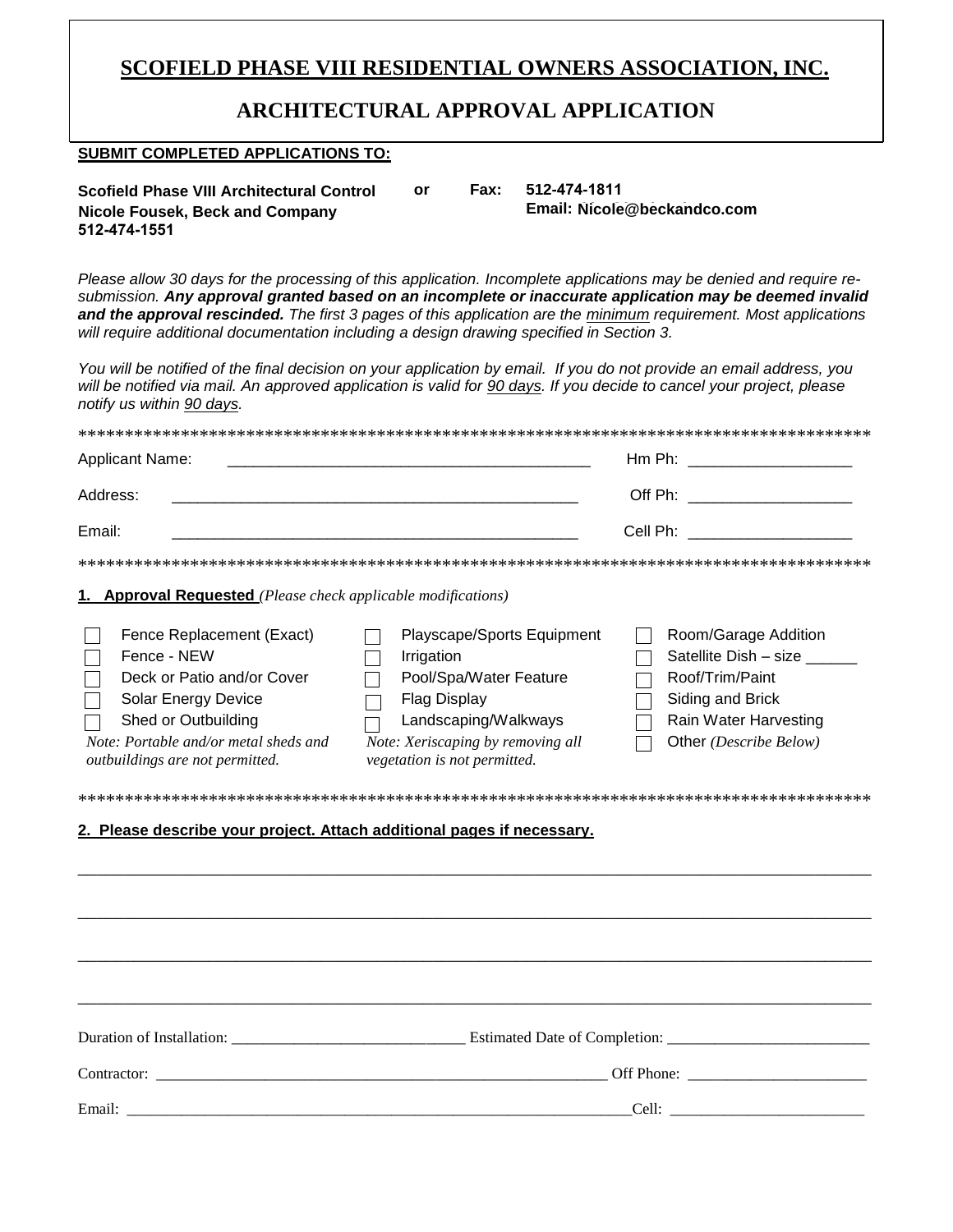# SCOFIELD PHASE VIII RESIDENTIAL OWNERS ASSOCIATION, INC.

## ARCHITECTURAL APPROVAL APPLICATION

**SUBMIT COMPLETED APPLICATIONS TO:**

**Scofield Phase VIII Architectural Control**
**Nicole Fousek, Beck and Company**
**512-474-1551**

**or** **Fax: 512-474-1811**
**Email: Nicole@beckandco.com**

*Please allow 30 days for the processing of this application. Incomplete applications may be denied and require re-submission.* ***Any approval granted based on an incomplete or inaccurate application may be deemed invalid and the approval rescinded.*** *The first 3 pages of this application are the* ***minimum*** *requirement. Most applications will require additional documentation including a design drawing specified in Section 3.*

*You will be notified of the final decision on your application by email. If you do not provide an email address, you will be notified via mail. An approved application is valid for 90 days. If you decide to cancel your project, please notify us within 90 days.*

*****************************************************************************************

Applicant Name: ________________________________________ Hm Ph: __________________

Address: ______________________________________________ Off Ph: __________________

Email: ______________________________________________ Cell Ph: __________________

*****************************************************************************************

**1. Approval Requested** *(Please check applicable modifications)*

- ☐ Fence Replacement (Exact)
- ☐ Fence - NEW
- ☐ Deck or Patio and/or Cover
- ☐ Solar Energy Device
- ☐ Shed or Outbuilding

*Note: Portable and/or metal sheds and outbuildings are not permitted.*

- ☐ Playscape/Sports Equipment
- ☐ Irrigation
- ☐ Pool/Spa/Water Feature
- ☐ Flag Display
- ☐ Landscaping/Walkways

*Note: Xeriscaping by removing all vegetation is not permitted.*

- ☐ Room/Garage Addition
- ☐ Satellite Dish – size ______
- ☐ Roof/Trim/Paint
- ☐ Siding and Brick
- ☐ Rain Water Harvesting
- ☐ Other *(Describe Below)*

*****************************************************************************************

**2. Please describe your project. Attach additional pages if necessary.**

_____________________________________________________________________________________

_____________________________________________________________________________________

_____________________________________________________________________________________

_____________________________________________________________________________________

Duration of Installation: ____________________________ Estimated Date of Completion: ________________________

Contractor: ___________________________________________________________ Off Phone: ______________________

Email: _________________________________________________________________Cell: ________________________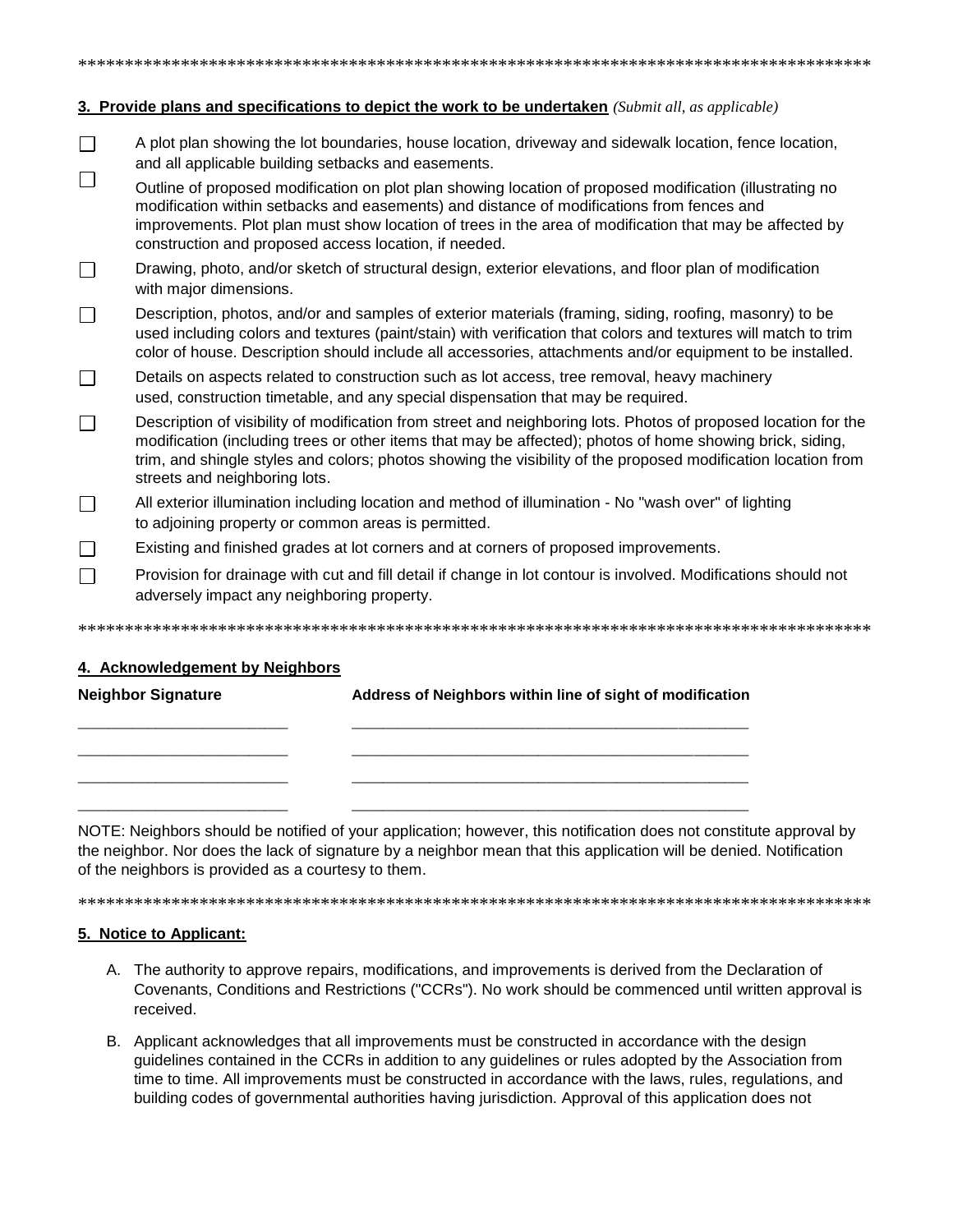*****************************************************************************************

**3. Provide plans and specifications to depict the work to be undertaken** *(Submit all, as applicable)*

- ☐ A plot plan showing the lot boundaries, house location, driveway and sidewalk location, fence location, and all applicable building setbacks and easements.
- ☐ Outline of proposed modification on plot plan showing location of proposed modification (illustrating no modification within setbacks and easements) and distance of modifications from fences and improvements. Plot plan must show location of trees in the area of modification that may be affected by construction and proposed access location, if needed.
- ☐ Drawing, photo, and/or sketch of structural design, exterior elevations, and floor plan of modification with major dimensions.
- ☐ Description, photos, and/or and samples of exterior materials (framing, siding, roofing, masonry) to be used including colors and textures (paint/stain) with verification that colors and textures will match to trim color of house. Description should include all accessories, attachments and/or equipment to be installed.
- ☐ Details on aspects related to construction such as lot access, tree removal, heavy machinery used, construction timetable, and any special dispensation that may be required.
- ☐ Description of visibility of modification from street and neighboring lots. Photos of proposed location for the modification (including trees or other items that may be affected); photos of home showing brick, siding, trim, and shingle styles and colors; photos showing the visibility of the proposed modification location from streets and neighboring lots.
- ☐ All exterior illumination including location and method of illumination - No "wash over" of lighting to adjoining property or common areas is permitted.
- ☐ Existing and finished grades at lot corners and at corners of proposed improvements.
- ☐ Provision for drainage with cut and fill detail if change in lot contour is involved. Modifications should not adversely impact any neighboring property.

*****************************************************************************************

**4. Acknowledgement by Neighbors**

| Neighbor Signature | Address of Neighbors within line of sight of modification |
|---|---|
| ________________________ | ______________________________________________ |
| ________________________ | ______________________________________________ |
| ________________________ | ______________________________________________ |
| ________________________ | ______________________________________________ |

NOTE: Neighbors should be notified of your application; however, this notification does not constitute approval by the neighbor. Nor does the lack of signature by a neighbor mean that this application will be denied. Notification of the neighbors is provided as a courtesy to them.

*****************************************************************************************

**5. Notice to Applicant:**

A. The authority to approve repairs, modifications, and improvements is derived from the Declaration of Covenants, Conditions and Restrictions ("CCRs"). No work should be commenced until written approval is received.

B. Applicant acknowledges that all improvements must be constructed in accordance with the design guidelines contained in the CCRs in addition to any guidelines or rules adopted by the Association from time to time. All improvements must be constructed in accordance with the laws, rules, regulations, and building codes of governmental authorities having jurisdiction. Approval of this application does not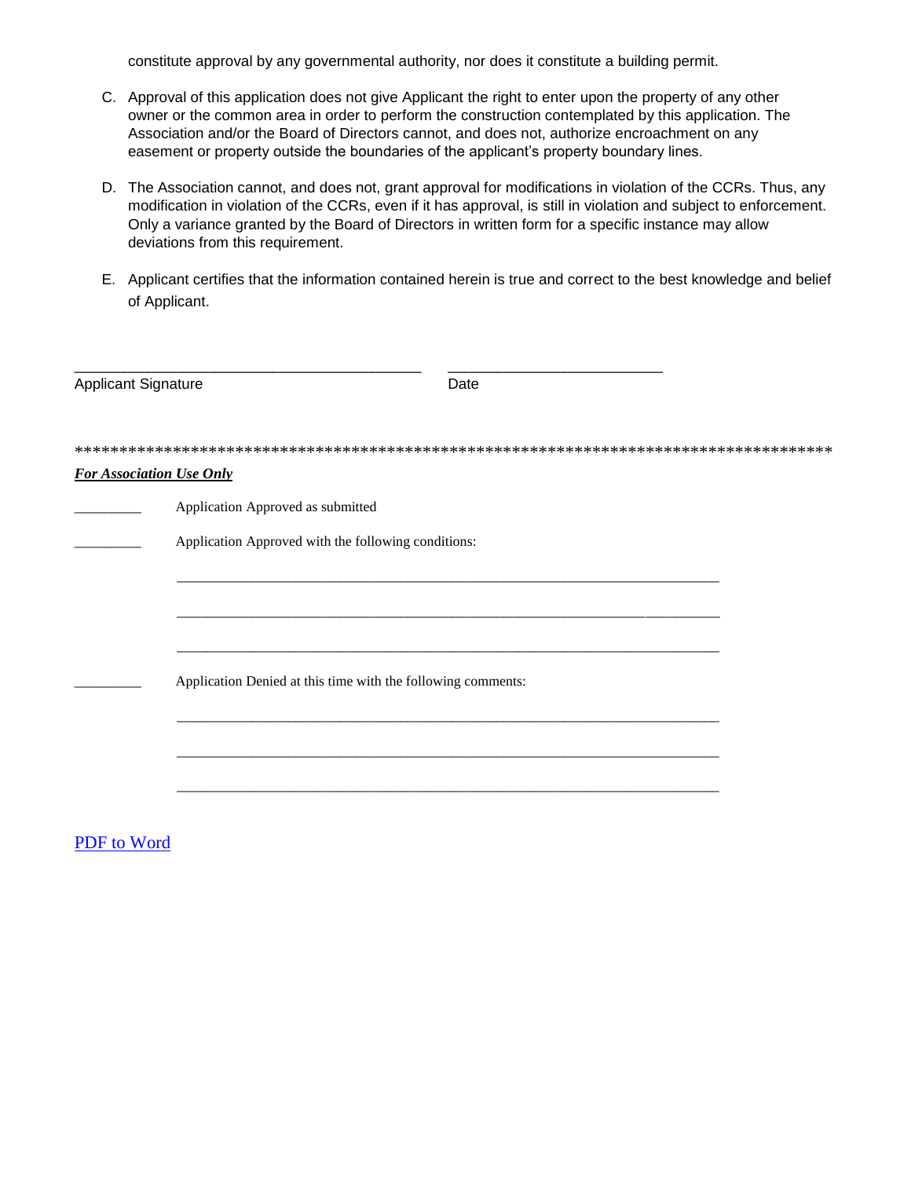constitute approval by any governmental authority, nor does it constitute a building permit.

C. Approval of this application does not give Applicant the right to enter upon the property of any other owner or the common area in order to perform the construction contemplated by this application. The Association and/or the Board of Directors cannot, and does not, authorize encroachment on any easement or property outside the boundaries of the applicant's property boundary lines.

D. The Association cannot, and does not, grant approval for modifications in violation of the CCRs. Thus, any modification in violation of the CCRs, even if it has approval, is still in violation and subject to enforcement. Only a variance granted by the Board of Directors in written form for a specific instance may allow deviations from this requirement.

E. Applicant certifies that the information contained herein is true and correct to the best knowledge and belief of Applicant.

\_\_\_\_\_\_\_\_\_\_\_\_\_\_\_\_\_\_\_\_\_\_\_\_\_\_\_\_\_\_\_\_\_\_\_\_\_\_\_\_\_\_ \_\_\_\_\_\_\_\_\_\_\_\_\_\_\_\_\_\_\_\_\_\_\_\_\_\_

Applicant Signature Date

**************************************************************************************

***For Association Use Only***

\_\_\_\_\_\_\_\_\_ Application Approved as submitted

\_\_\_\_\_\_\_\_\_ Application Approved with the following conditions:

\_\_\_\_\_\_\_\_\_\_\_\_\_\_\_\_\_\_\_\_\_\_\_\_\_\_\_\_\_\_\_\_\_\_\_\_\_\_\_\_\_\_\_\_\_\_\_\_\_\_\_\_\_\_\_\_\_\_\_\_\_\_\_\_\_\_\_\_\_\_\_

\_\_\_\_\_\_\_\_\_\_\_\_\_\_\_\_\_\_\_\_\_\_\_\_\_\_\_\_\_\_\_\_\_\_\_\_\_\_\_\_\_\_\_\_\_\_\_\_\_\_\_\_\_\_\_\_\_\_\_\_\_\_\_\_\_\_\_\_\_\_\_

\_\_\_\_\_\_\_\_\_\_\_\_\_\_\_\_\_\_\_\_\_\_\_\_\_\_\_\_\_\_\_\_\_\_\_\_\_\_\_\_\_\_\_\_\_\_\_\_\_\_\_\_\_\_\_\_\_\_\_\_\_\_\_\_\_\_\_\_\_\_\_

\_\_\_\_\_\_\_\_\_ Application Denied at this time with the following comments:

\_\_\_\_\_\_\_\_\_\_\_\_\_\_\_\_\_\_\_\_\_\_\_\_\_\_\_\_\_\_\_\_\_\_\_\_\_\_\_\_\_\_\_\_\_\_\_\_\_\_\_\_\_\_\_\_\_\_\_\_\_\_\_\_\_\_\_\_\_\_\_

\_\_\_\_\_\_\_\_\_\_\_\_\_\_\_\_\_\_\_\_\_\_\_\_\_\_\_\_\_\_\_\_\_\_\_\_\_\_\_\_\_\_\_\_\_\_\_\_\_\_\_\_\_\_\_\_\_\_\_\_\_\_\_\_\_\_\_\_\_\_\_

\_\_\_\_\_\_\_\_\_\_\_\_\_\_\_\_\_\_\_\_\_\_\_\_\_\_\_\_\_\_\_\_\_\_\_\_\_\_\_\_\_\_\_\_\_\_\_\_\_\_\_\_\_\_\_\_\_\_\_\_\_\_\_\_\_\_\_\_\_\_\_

PDF to Word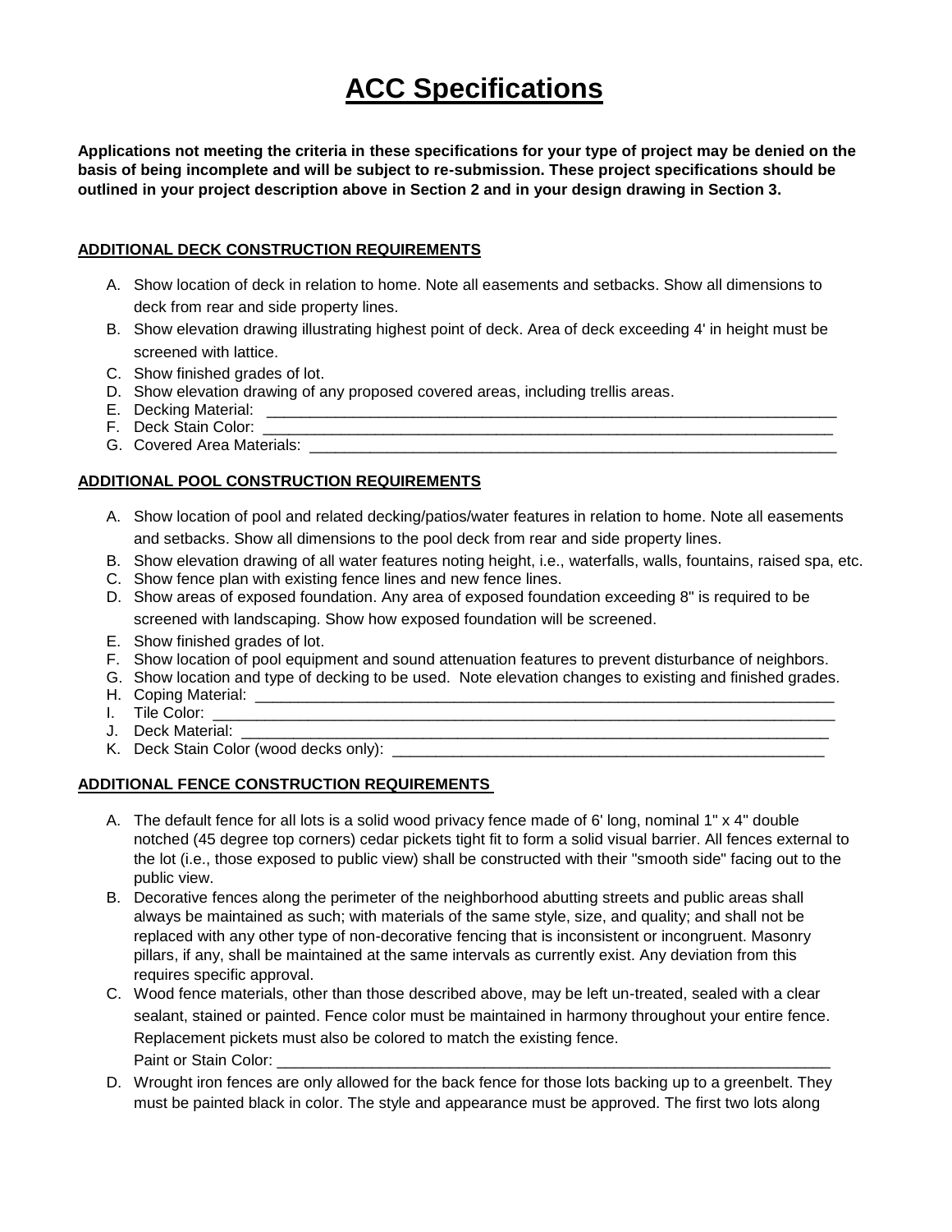# ACC Specifications

**Applications not meeting the criteria in these specifications for your type of project may be denied on the basis of being incomplete and will be subject to re-submission. These project specifications should be outlined in your project description above in Section 2 and in your design drawing in Section 3.**

**ADDITIONAL DECK CONSTRUCTION REQUIREMENTS**

A. Show location of deck in relation to home. Note all easements and setbacks. Show all dimensions to deck from rear and side property lines.
B. Show elevation drawing illustrating highest point of deck. Area of deck exceeding 4' in height must be screened with lattice.
C. Show finished grades of lot.
D. Show elevation drawing of any proposed covered areas, including trellis areas.
E. Decking Material: ______________________________________________________________________
F. Deck Stain Color: _____________________________________________________________________
G. Covered Area Materials: _________________________________________________________________

**ADDITIONAL POOL CONSTRUCTION REQUIREMENTS**

A. Show location of pool and related decking/patios/water features in relation to home. Note all easements and setbacks. Show all dimensions to the pool deck from rear and side property lines.
B. Show elevation drawing of all water features noting height, i.e., waterfalls, walls, fountains, raised spa, etc.
C. Show fence plan with existing fence lines and new fence lines.
D. Show areas of exposed foundation. Any area of exposed foundation exceeding 8" is required to be screened with landscaping. Show how exposed foundation will be screened.
E. Show finished grades of lot.
F. Show location of pool equipment and sound attenuation features to prevent disturbance of neighbors.
G. Show location and type of decking to be used. Note elevation changes to existing and finished grades.
H. Coping Material: ______________________________________________________________________
I. Tile Color: __________________________________________________________________________
J. Deck Material: _______________________________________________________________________
K. Deck Stain Color (wood decks only): ___________________________________________________

**ADDITIONAL FENCE CONSTRUCTION REQUIREMENTS**

A. The default fence for all lots is a solid wood privacy fence made of 6' long, nominal 1" x 4" double notched (45 degree top corners) cedar pickets tight fit to form a solid visual barrier. All fences external to the lot (i.e., those exposed to public view) shall be constructed with their "smooth side" facing out to the public view.
B. Decorative fences along the perimeter of the neighborhood abutting streets and public areas shall always be maintained as such; with materials of the same style, size, and quality; and shall not be replaced with any other type of non-decorative fencing that is inconsistent or incongruent. Masonry pillars, if any, shall be maintained at the same intervals as currently exist. Any deviation from this requires specific approval.
C. Wood fence materials, other than those described above, may be left un-treated, sealed with a clear sealant, stained or painted. Fence color must be maintained in harmony throughout your entire fence. Replacement pickets must also be colored to match the existing fence.
   Paint or Stain Color: ___________________________________________________________________
D. Wrought iron fences are only allowed for the back fence for those lots backing up to a greenbelt. They must be painted black in color. The style and appearance must be approved. The first two lots along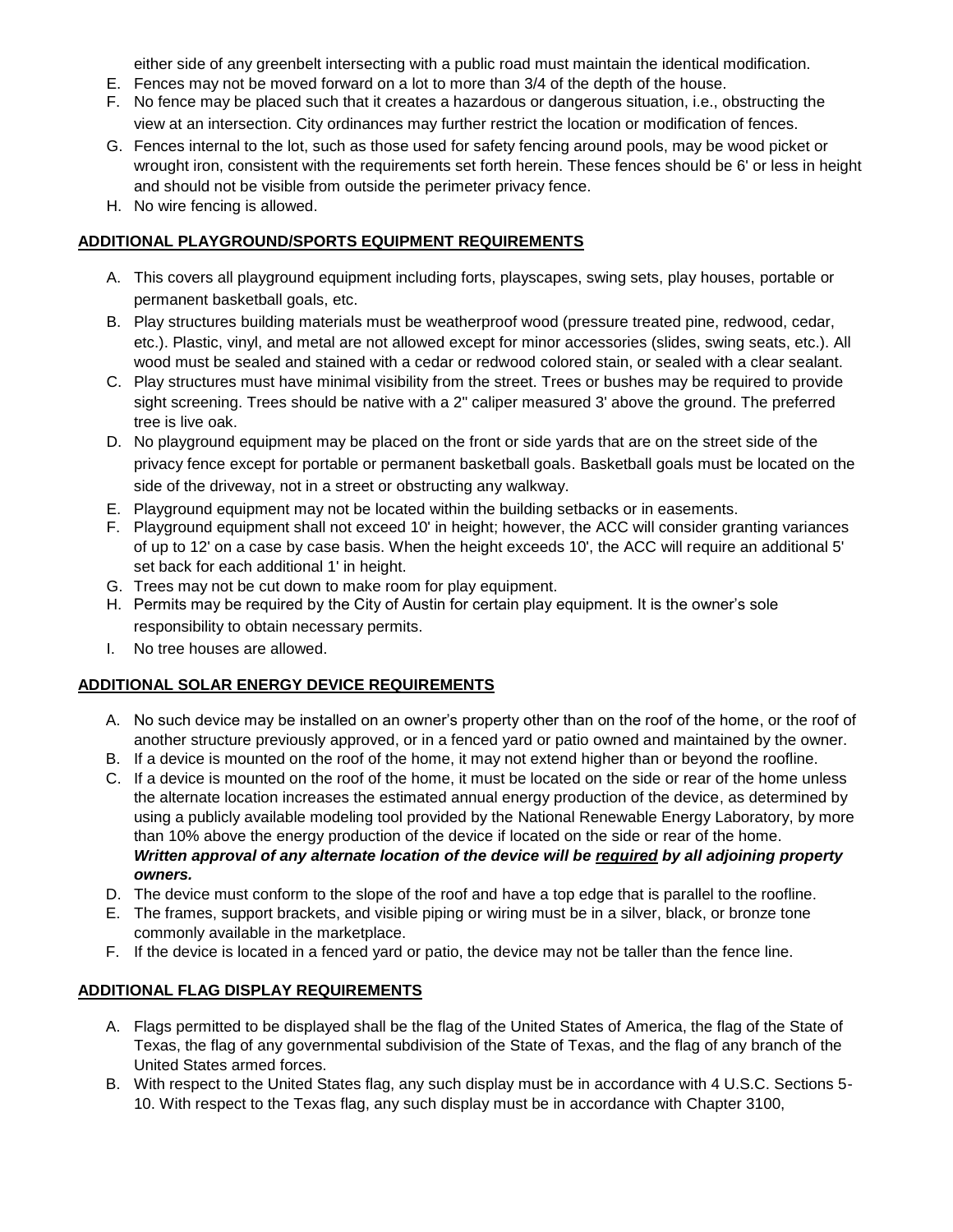either side of any greenbelt intersecting with a public road must maintain the identical modification.

E. Fences may not be moved forward on a lot to more than 3/4 of the depth of the house.
F. No fence may be placed such that it creates a hazardous or dangerous situation, i.e., obstructing the view at an intersection. City ordinances may further restrict the location or modification of fences.
G. Fences internal to the lot, such as those used for safety fencing around pools, may be wood picket or wrought iron, consistent with the requirements set forth herein. These fences should be 6' or less in height and should not be visible from outside the perimeter privacy fence.
H. No wire fencing is allowed.

**ADDITIONAL PLAYGROUND/SPORTS EQUIPMENT REQUIREMENTS**

A. This covers all playground equipment including forts, playscapes, swing sets, play houses, portable or permanent basketball goals, etc.
B. Play structures building materials must be weatherproof wood (pressure treated pine, redwood, cedar, etc.). Plastic, vinyl, and metal are not allowed except for minor accessories (slides, swing seats, etc.). All wood must be sealed and stained with a cedar or redwood colored stain, or sealed with a clear sealant.
C. Play structures must have minimal visibility from the street. Trees or bushes may be required to provide sight screening. Trees should be native with a 2" caliper measured 3' above the ground. The preferred tree is live oak.
D. No playground equipment may be placed on the front or side yards that are on the street side of the privacy fence except for portable or permanent basketball goals. Basketball goals must be located on the side of the driveway, not in a street or obstructing any walkway.
E. Playground equipment may not be located within the building setbacks or in easements.
F. Playground equipment shall not exceed 10' in height; however, the ACC will consider granting variances of up to 12' on a case by case basis. When the height exceeds 10', the ACC will require an additional 5' set back for each additional 1' in height.
G. Trees may not be cut down to make room for play equipment.
H. Permits may be required by the City of Austin for certain play equipment. It is the owner's sole responsibility to obtain necessary permits.
I. No tree houses are allowed.

**ADDITIONAL SOLAR ENERGY DEVICE REQUIREMENTS**

A. No such device may be installed on an owner's property other than on the roof of the home, or the roof of another structure previously approved, or in a fenced yard or patio owned and maintained by the owner.
B. If a device is mounted on the roof of the home, it may not extend higher than or beyond the roofline.
C. If a device is mounted on the roof of the home, it must be located on the side or rear of the home unless the alternate location increases the estimated annual energy production of the device, as determined by using a publicly available modeling tool provided by the National Renewable Energy Laboratory, by more than 10% above the energy production of the device if located on the side or rear of the home. ***Written approval of any alternate location of the device will be <u>required</u> by all adjoining property owners.***
D. The device must conform to the slope of the roof and have a top edge that is parallel to the roofline.
E. The frames, support brackets, and visible piping or wiring must be in a silver, black, or bronze tone commonly available in the marketplace.
F. If the device is located in a fenced yard or patio, the device may not be taller than the fence line.

**ADDITIONAL FLAG DISPLAY REQUIREMENTS**

A. Flags permitted to be displayed shall be the flag of the United States of America, the flag of the State of Texas, the flag of any governmental subdivision of the State of Texas, and the flag of any branch of the United States armed forces.
B. With respect to the United States flag, any such display must be in accordance with 4 U.S.C. Sections 5-10. With respect to the Texas flag, any such display must be in accordance with Chapter 3100,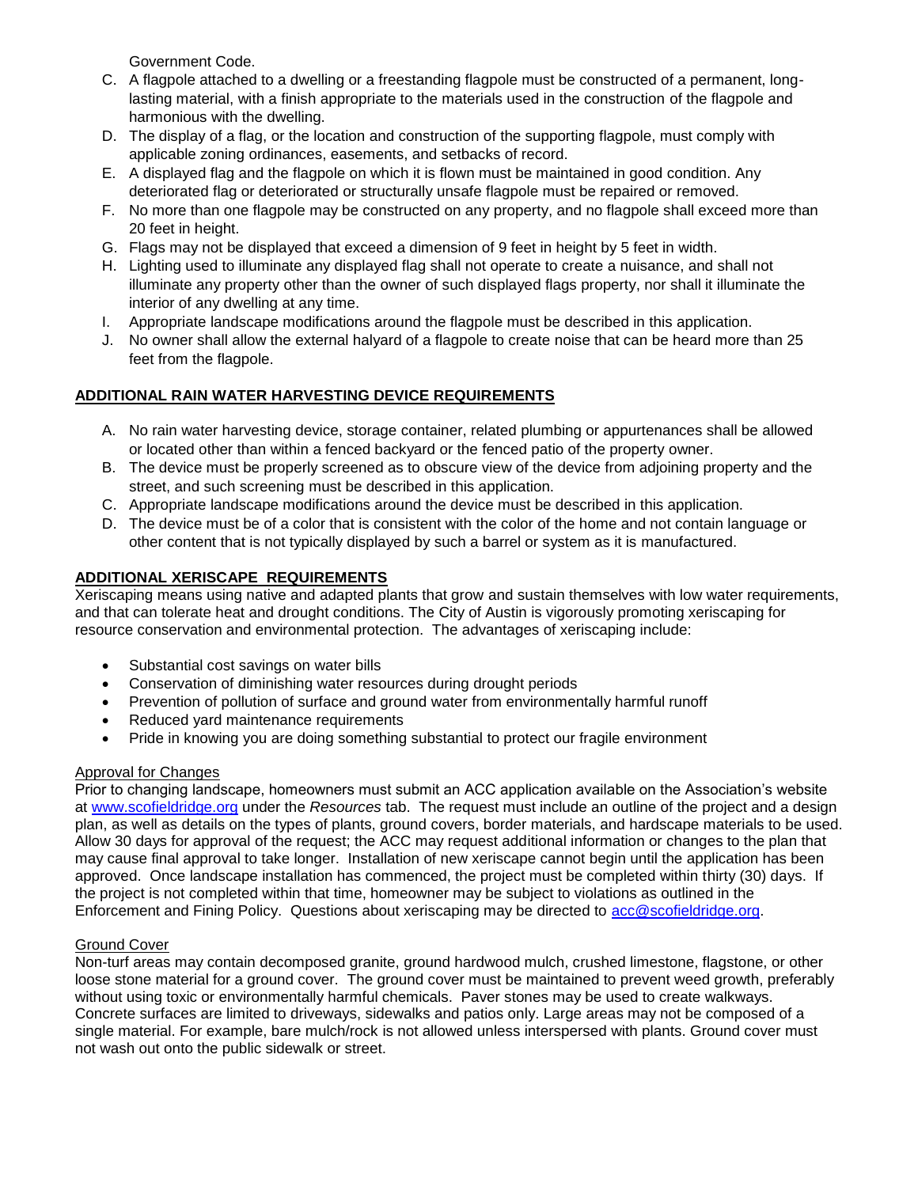Government Code.

C. A flagpole attached to a dwelling or a freestanding flagpole must be constructed of a permanent, long-lasting material, with a finish appropriate to the materials used in the construction of the flagpole and harmonious with the dwelling.
D. The display of a flag, or the location and construction of the supporting flagpole, must comply with applicable zoning ordinances, easements, and setbacks of record.
E. A displayed flag and the flagpole on which it is flown must be maintained in good condition. Any deteriorated flag or deteriorated or structurally unsafe flagpole must be repaired or removed.
F. No more than one flagpole may be constructed on any property, and no flagpole shall exceed more than 20 feet in height.
G. Flags may not be displayed that exceed a dimension of 9 feet in height by 5 feet in width.
H. Lighting used to illuminate any displayed flag shall not operate to create a nuisance, and shall not illuminate any property other than the owner of such displayed flags property, nor shall it illuminate the interior of any dwelling at any time.
I. Appropriate landscape modifications around the flagpole must be described in this application.
J. No owner shall allow the external halyard of a flagpole to create noise that can be heard more than 25 feet from the flagpole.

## **ADDITIONAL RAIN WATER HARVESTING DEVICE REQUIREMENTS**

A. No rain water harvesting device, storage container, related plumbing or appurtenances shall be allowed or located other than within a fenced backyard or the fenced patio of the property owner.
B. The device must be properly screened as to obscure view of the device from adjoining property and the street, and such screening must be described in this application.
C. Appropriate landscape modifications around the device must be described in this application.
D. The device must be of a color that is consistent with the color of the home and not contain language or other content that is not typically displayed by such a barrel or system as it is manufactured.

## **ADDITIONAL XERISCAPE REQUIREMENTS**

Xeriscaping means using native and adapted plants that grow and sustain themselves with low water requirements, and that can tolerate heat and drought conditions. The City of Austin is vigorously promoting xeriscaping for resource conservation and environmental protection. The advantages of xeriscaping include:

- Substantial cost savings on water bills
- Conservation of diminishing water resources during drought periods
- Prevention of pollution of surface and ground water from environmentally harmful runoff
- Reduced yard maintenance requirements
- Pride in knowing you are doing something substantial to protect our fragile environment

### Approval for Changes

Prior to changing landscape, homeowners must submit an ACC application available on the Association's website at www.scofieldridge.org under the *Resources* tab. The request must include an outline of the project and a design plan, as well as details on the types of plants, ground covers, border materials, and hardscape materials to be used. Allow 30 days for approval of the request; the ACC may request additional information or changes to the plan that may cause final approval to take longer. Installation of new xeriscape cannot begin until the application has been approved. Once landscape installation has commenced, the project must be completed within thirty (30) days. If the project is not completed within that time, homeowner may be subject to violations as outlined in the Enforcement and Fining Policy. Questions about xeriscaping may be directed to acc@scofieldridge.org.

### Ground Cover

Non-turf areas may contain decomposed granite, ground hardwood mulch, crushed limestone, flagstone, or other loose stone material for a ground cover. The ground cover must be maintained to prevent weed growth, preferably without using toxic or environmentally harmful chemicals. Paver stones may be used to create walkways. Concrete surfaces are limited to driveways, sidewalks and patios only. Large areas may not be composed of a single material. For example, bare mulch/rock is not allowed unless interspersed with plants. Ground cover must not wash out onto the public sidewalk or street.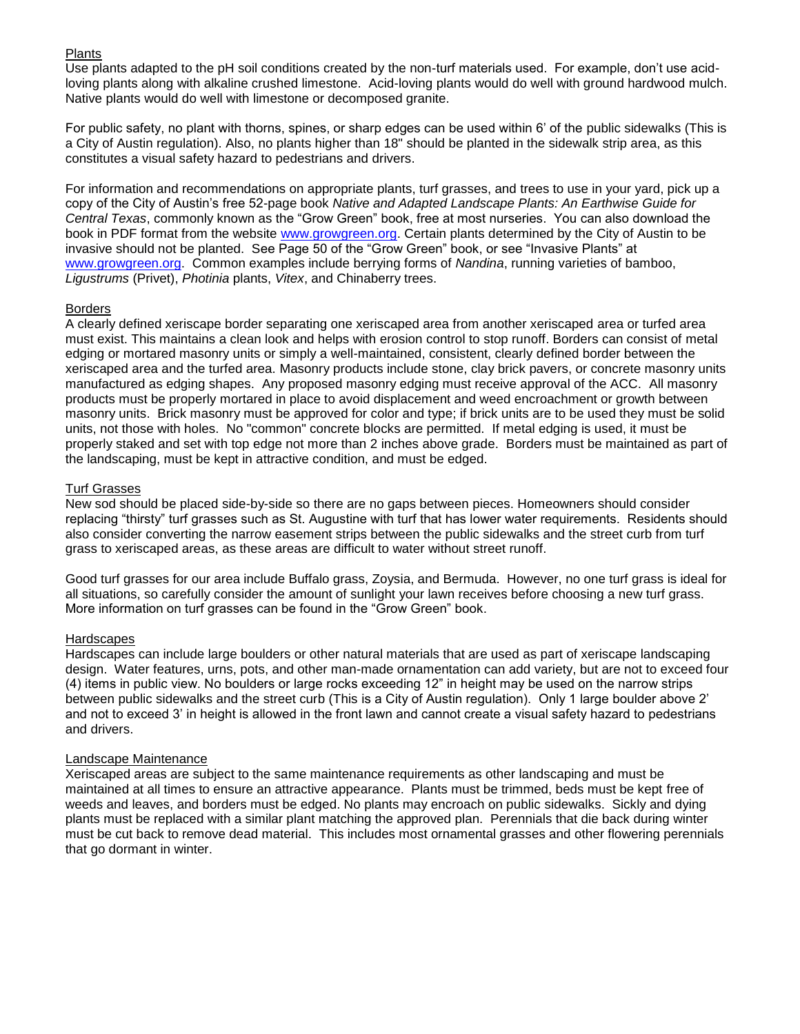## Plants

Use plants adapted to the pH soil conditions created by the non-turf materials used. For example, don't use acid-loving plants along with alkaline crushed limestone. Acid-loving plants would do well with ground hardwood mulch. Native plants would do well with limestone or decomposed granite.

For public safety, no plant with thorns, spines, or sharp edges can be used within 6' of the public sidewalks (This is a City of Austin regulation). Also, no plants higher than 18" should be planted in the sidewalk strip area, as this constitutes a visual safety hazard to pedestrians and drivers.

For information and recommendations on appropriate plants, turf grasses, and trees to use in your yard, pick up a copy of the City of Austin's free 52-page book *Native and Adapted Landscape Plants: An Earthwise Guide for Central Texas*, commonly known as the "Grow Green" book, free at most nurseries. You can also download the book in PDF format from the website www.growgreen.org. Certain plants determined by the City of Austin to be invasive should not be planted. See Page 50 of the "Grow Green" book, or see "Invasive Plants" at www.growgreen.org. Common examples include berrying forms of *Nandina*, running varieties of bamboo, *Ligustrums* (Privet), *Photinia* plants, *Vitex*, and Chinaberry trees.

## Borders

A clearly defined xeriscape border separating one xeriscaped area from another xeriscaped area or turfed area must exist. This maintains a clean look and helps with erosion control to stop runoff. Borders can consist of metal edging or mortared masonry units or simply a well-maintained, consistent, clearly defined border between the xeriscaped area and the turfed area. Masonry products include stone, clay brick pavers, or concrete masonry units manufactured as edging shapes. Any proposed masonry edging must receive approval of the ACC. All masonry products must be properly mortared in place to avoid displacement and weed encroachment or growth between masonry units. Brick masonry must be approved for color and type; if brick units are to be used they must be solid units, not those with holes. No "common" concrete blocks are permitted. If metal edging is used, it must be properly staked and set with top edge not more than 2 inches above grade. Borders must be maintained as part of the landscaping, must be kept in attractive condition, and must be edged.

## Turf Grasses

New sod should be placed side-by-side so there are no gaps between pieces. Homeowners should consider replacing "thirsty" turf grasses such as St. Augustine with turf that has lower water requirements. Residents should also consider converting the narrow easement strips between the public sidewalks and the street curb from turf grass to xeriscaped areas, as these areas are difficult to water without street runoff.

Good turf grasses for our area include Buffalo grass, Zoysia, and Bermuda. However, no one turf grass is ideal for all situations, so carefully consider the amount of sunlight your lawn receives before choosing a new turf grass. More information on turf grasses can be found in the "Grow Green" book.

## Hardscapes

Hardscapes can include large boulders or other natural materials that are used as part of xeriscape landscaping design. Water features, urns, pots, and other man-made ornamentation can add variety, but are not to exceed four (4) items in public view. No boulders or large rocks exceeding 12" in height may be used on the narrow strips between public sidewalks and the street curb (This is a City of Austin regulation). Only 1 large boulder above 2' and not to exceed 3' in height is allowed in the front lawn and cannot create a visual safety hazard to pedestrians and drivers.

## Landscape Maintenance

Xeriscaped areas are subject to the same maintenance requirements as other landscaping and must be maintained at all times to ensure an attractive appearance. Plants must be trimmed, beds must be kept free of weeds and leaves, and borders must be edged. No plants may encroach on public sidewalks. Sickly and dying plants must be replaced with a similar plant matching the approved plan. Perennials that die back during winter must be cut back to remove dead material. This includes most ornamental grasses and other flowering perennials that go dormant in winter.